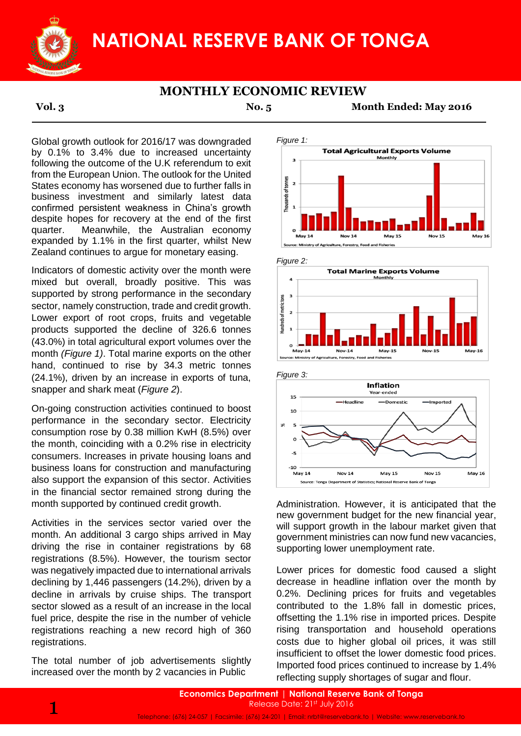# NATIONAL RESERVE BANK OF TONGA

## MONTHLY ECONOMIC REVIEW

**Vol. 3** **No. 5** **Month Ended: May 2016**

Global growth outlook for 2016/17 was downgraded by 0.1% to 3.4% due to increased uncertainty following the outcome of the U.K referendum to exit from the European Union. The outlook for the United States economy has worsened due to further falls in business investment and similarly latest data confirmed persistent weakness in China's growth despite hopes for recovery at the end of the first quarter. Meanwhile, the Australian economy expanded by 1.1% in the first quarter, whilst New Zealand continues to argue for monetary easing.

Indicators of domestic activity over the month were mixed but overall, broadly positive. This was supported by strong performance in the secondary sector, namely construction, trade and credit growth. Lower export of root crops, fruits and vegetable products supported the decline of 326.6 tonnes (43.0%) in total agricultural export volumes over the month *(Figure 1)*. Total marine exports on the other hand, continued to rise by 34.3 metric tonnes (24.1%), driven by an increase in exports of tuna, snapper and shark meat (*Figure 2*).

On-going construction activities continued to boost performance in the secondary sector. Electricity consumption rose by 0.38 million KwH (8.5%) over the month, coinciding with a 0.2% rise in electricity consumers. Increases in private housing loans and business loans for construction and manufacturing also support the expansion of this sector. Activities in the financial sector remained strong during the month supported by continued credit growth.

Activities in the services sector varied over the month. An additional 3 cargo ships arrived in May driving the rise in container registrations by 68 registrations (8.5%). However, the tourism sector was negatively impacted due to international arrivals declining by 1,446 passengers (14.2%), driven by a decline in arrivals by cruise ships. The transport sector slowed as a result of an increase in the local fuel price, despite the rise in the number of vehicle registrations reaching a new record high of 360 registrations.

The total number of job advertisements slightly increased over the month by 2 vacancies in Public Administration. However, it is anticipated that the new government budget for the new financial year, will support growth in the labour market given that government ministries can now fund new vacancies, supporting lower unemployment rate.

Lower prices for domestic food caused a slight decrease in headline inflation over the month by 0.2%. Declining prices for fruits and vegetables contributed to the 1.8% fall in domestic prices, offsetting the 1.1% rise in imported prices. Despite rising transportation and household operations costs due to higher global oil prices, it was still insufficient to offset the lower domestic food prices. Imported food prices continued to increase by 1.4% reflecting supply shortages of sugar and flour.

*Figure 1:*

**Total Agricultural Exports Volume** (Monthly)

Source: Ministry of Agriculture, Forestry, Food and Fisheries

*Figure 2:*

**Total Marine Exports Volume** (Monthly)

Source: Ministry of Agriculture, Forestry, Food and Fisheries

*Figure 3:*

**Inflation** (Year-ended)

Source: Tonga Department of Statistics; National Reserve Bank of Tonga

**Economics Department | National Reserve Bank of Tonga**
Release Date: 21st July 2016
Telephone: (676) 24-057 | Facsimile: (676) 24-201 | Email: nrbt@reservebank.to | Website: www.reservebank.to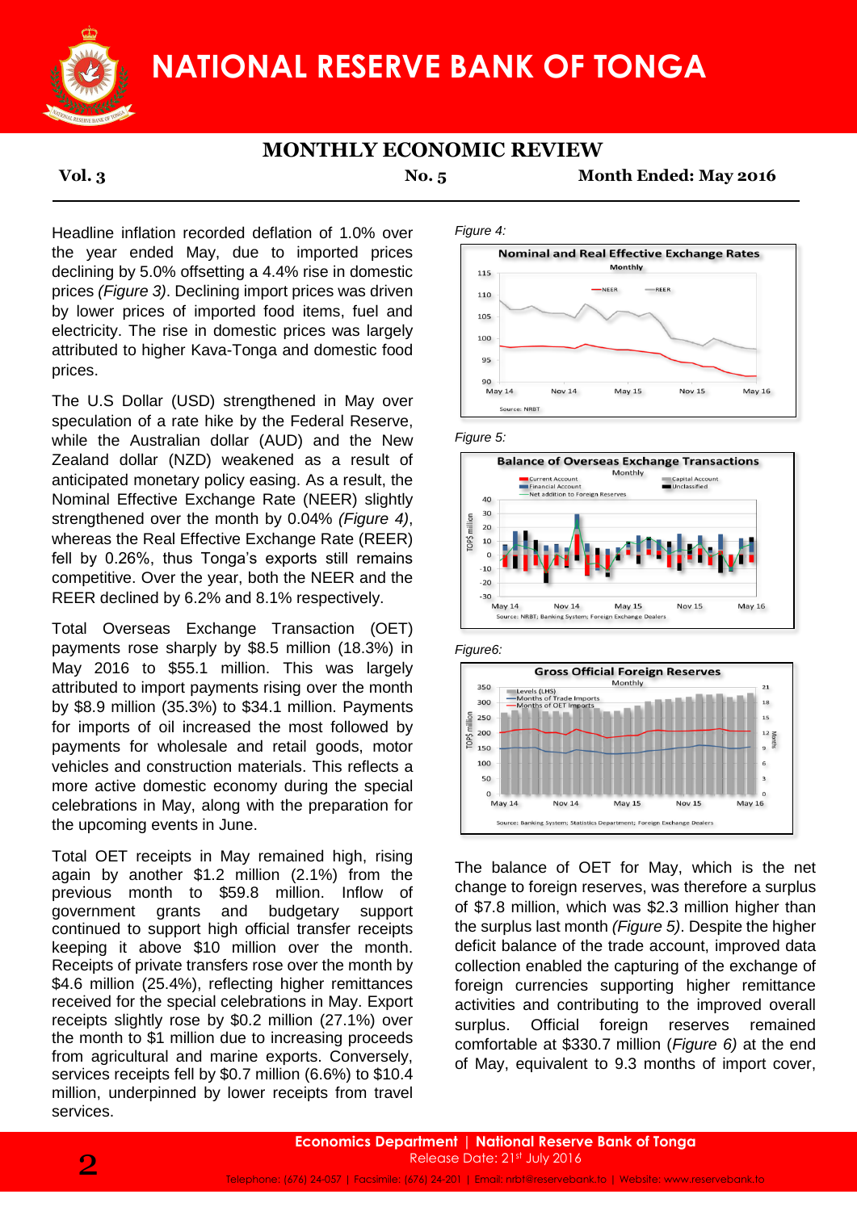Headline inflation recorded deflation of 1.0% over the year ended May, due to imported prices declining by 5.0% offsetting a 4.4% rise in domestic prices *(Figure 3)*. Declining import prices was driven by lower prices of imported food items, fuel and electricity. The rise in domestic prices was largely attributed to higher Kava-Tonga and domestic food prices.

The U.S Dollar (USD) strengthened in May over speculation of a rate hike by the Federal Reserve, while the Australian dollar (AUD) and the New Zealand dollar (NZD) weakened as a result of anticipated monetary policy easing. As a result, the Nominal Effective Exchange Rate (NEER) slightly strengthened over the month by 0.04% *(Figure 4)*, whereas the Real Effective Exchange Rate (REER) fell by 0.26%, thus Tonga's exports still remains competitive. Over the year, both the NEER and the REER declined by 6.2% and 8.1% respectively.

Total Overseas Exchange Transaction (OET) payments rose sharply by $8.5 million (18.3%) in May 2016 to $55.1 million. This was largely attributed to import payments rising over the month by $8.9 million (35.3%) to $34.1 million. Payments for imports of oil increased the most followed by payments for wholesale and retail goods, motor vehicles and construction materials. This reflects a more active domestic economy during the special celebrations in May, along with the preparation for the upcoming events in June.

Total OET receipts in May remained high, rising again by another $1.2 million (2.1%) from the previous month to $59.8 million. Inflow of government grants and budgetary support continued to support high official transfer receipts keeping it above $10 million over the month. Receipts of private transfers rose over the month by $4.6 million (25.4%), reflecting higher remittances received for the special celebrations in May. Export receipts slightly rose by $0.2 million (27.1%) over the month to $1 million due to increasing proceeds from agricultural and marine exports. Conversely, services receipts fell by $0.7 million (6.6%) to $10.4 million, underpinned by lower receipts from travel services.

*Figure 4:*

*Figure 5:*

*Figure6:*

The balance of OET for May, which is the net change to foreign reserves, was therefore a surplus of $7.8 million, which was $2.3 million higher than the surplus last month *(Figure 5)*. Despite the higher deficit balance of the trade account, improved data collection enabled the capturing of the exchange of foreign currencies supporting higher remittance activities and contributing to the improved overall surplus. Official foreign reserves remained comfortable at $330.7 million (*Figure 6)* at the end of May, equivalent to 9.3 months of import cover,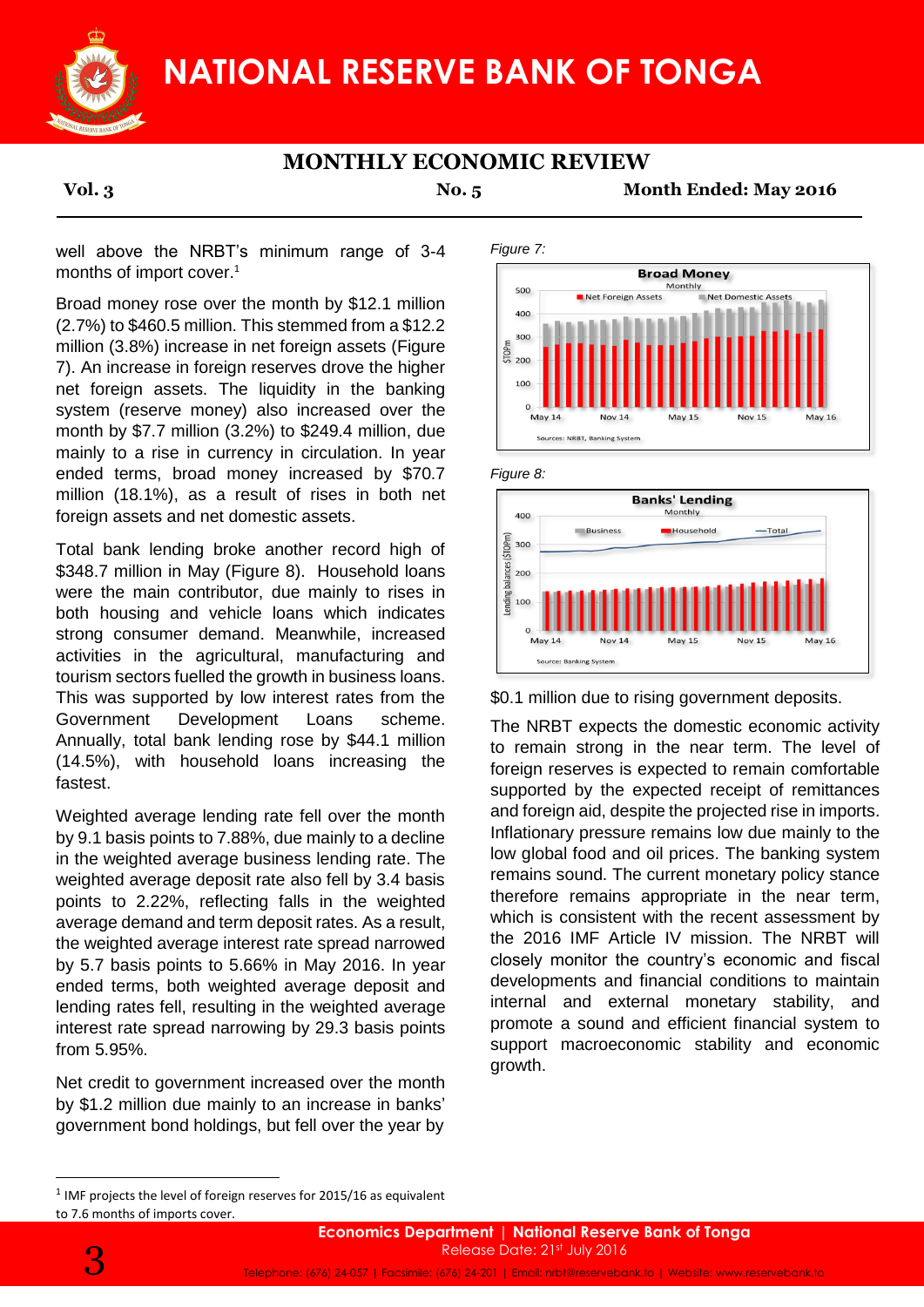well above the NRBT's minimum range of 3-4 months of import cover.[1]

Broad money rose over the month by $12.1 million (2.7%) to $460.5 million. This stemmed from a $12.2 million (3.8%) increase in net foreign assets (Figure 7). An increase in foreign reserves drove the higher net foreign assets. The liquidity in the banking system (reserve money) also increased over the month by $7.7 million (3.2%) to $249.4 million, due mainly to a rise in currency in circulation. In year ended terms, broad money increased by $70.7 million (18.1%), as a result of rises in both net foreign assets and net domestic assets.

Total bank lending broke another record high of $348.7 million in May (Figure 8). Household loans were the main contributor, due mainly to rises in both housing and vehicle loans which indicates strong consumer demand. Meanwhile, increased activities in the agricultural, manufacturing and tourism sectors fuelled the growth in business loans. This was supported by low interest rates from the Government Development Loans scheme. Annually, total bank lending rose by $44.1 million (14.5%), with household loans increasing the fastest.

Weighted average lending rate fell over the month by 9.1 basis points to 7.88%, due mainly to a decline in the weighted average business lending rate. The weighted average deposit rate also fell by 3.4 basis points to 2.22%, reflecting falls in the weighted average demand and term deposit rates. As a result, the weighted average interest rate spread narrowed by 5.7 basis points to 5.66% in May 2016. In year ended terms, both weighted average deposit and lending rates fell, resulting in the weighted average interest rate spread narrowing by 29.3 basis points from 5.95%.

Net credit to government increased over the month by $1.2 million due mainly to an increase in banks' government bond holdings, but fell over the year by $0.1 million due to rising government deposits.

*Figure 7:*

Broad Money

Monthly

Net Foreign Assets

Net Domestic Assets

$TOPm

500

400

300

200

100

0

May 14

Nov 14

May 15

Nov 15

May 16

Sources: NRBT, Banking System

*Figure 8:*

Banks' Lending

Monthly

Business

Household

Total

Lending balances ($TOPm)

400

300

200

100

0

May 14

Nov 14

May 15

Nov 15

May 16

Source: Banking System

The NRBT expects the domestic economic activity to remain strong in the near term. The level of foreign reserves is expected to remain comfortable supported by the expected receipt of remittances and foreign aid, despite the projected rise in imports. Inflationary pressure remains low due mainly to the low global food and oil prices. The banking system remains sound. The current monetary policy stance therefore remains appropriate in the near term, which is consistent with the recent assessment by the 2016 IMF Article IV mission. The NRBT will closely monitor the country's economic and fiscal developments and financial conditions to maintain internal and external monetary stability, and promote a sound and efficient financial system to support macroeconomic stability and economic growth.

[1] IMF projects the level of foreign reserves for 2015/16 as equivalent to 7.6 months of imports cover.